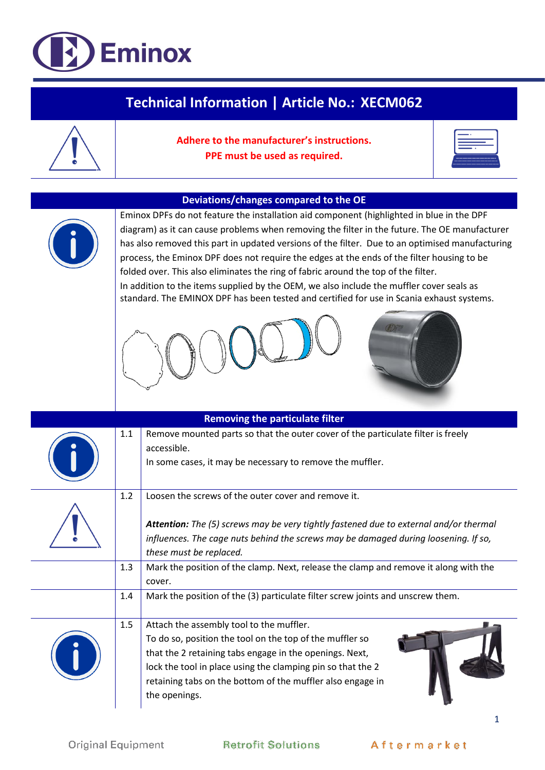# Eminox

## Technical Information | Article No.: XECM062

**Adhere to the manufacturer's instructions.**
**PPE must be used as required.**

## Deviations/changes compared to the OE

Eminox DPFs do not feature the installation aid component (highlighted in blue in the DPF diagram) as it can cause problems when removing the filter in the future. The OE manufacturer has also removed this part in updated versions of the filter. Due to an optimised manufacturing process, the Eminox DPF does not require the edges at the ends of the filter housing to be folded over. This also eliminates the ring of fabric around the top of the filter.
In addition to the items supplied by the OEM, we also include the muffler cover seals as standard. The EMINOX DPF has been tested and certified for use in Scania exhaust systems.

## Removing the particulate filter

| Step | Instruction |
|---|---|
| 1.1 | Remove mounted parts so that the outer cover of the particulate filter is freely accessible.<br>In some cases, it may be necessary to remove the muffler. |
| 1.2 | Loosen the screws of the outer cover and remove it.<br><br>***Attention:*** *The (5) screws may be very tightly fastened due to external and/or thermal influences. The cage nuts behind the screws may be damaged during loosening. If so, these must be replaced.* |
| 1.3 | Mark the position of the clamp. Next, release the clamp and remove it along with the cover. |
| 1.4 | Mark the position of the (3) particulate filter screw joints and unscrew them. |
| 1.5 | Attach the assembly tool to the muffler.<br>To do so, position the tool on the top of the muffler so that the 2 retaining tabs engage in the openings. Next, lock the tool in place using the clamping pin so that the 2 retaining tabs on the bottom of the muffler also engage in the openings. |

Original Equipment    Retrofit Solutions    Aftermarket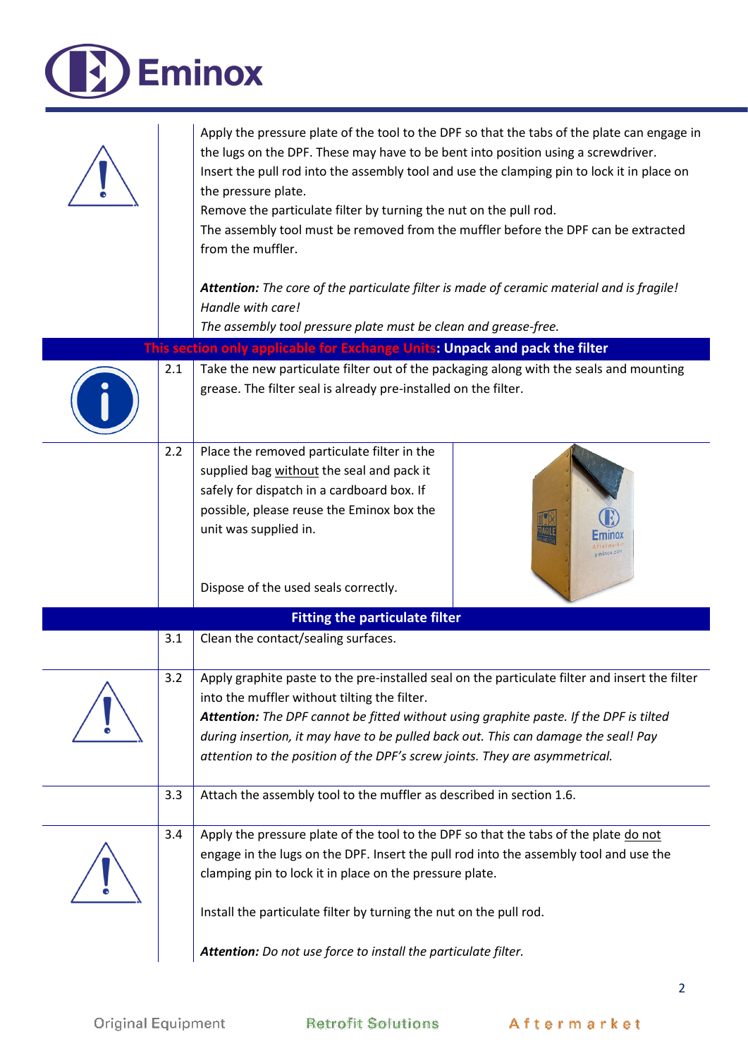Apply the pressure plate of the tool to the DPF so that the tabs of the plate can engage in the lugs on the DPF. These may have to be bent into position using a screwdriver.
Insert the pull rod into the assembly tool and use the clamping pin to lock it in place on the pressure plate.
Remove the particulate filter by turning the nut on the pull rod.
The assembly tool must be removed from the muffler before the DPF can be extracted from the muffler.

***Attention:*** *The core of the particulate filter is made of ceramic material and is fragile! Handle with care!*
*The assembly tool pressure plate must be clean and grease-free.*

## This section only applicable for Exchange Units: Unpack and pack the filter

| | | |
|---|---|---|
| 2.1 | Take the new particulate filter out of the packaging along with the seals and mounting grease. The filter seal is already pre-installed on the filter. | |
| 2.2 | Place the removed particulate filter in the supplied bag without the seal and pack it safely for dispatch in a cardboard box. If possible, please reuse the Eminox box the unit was supplied in.<br><br>Dispose of the used seals correctly. | |

## Fitting the particulate filter

| | |
|---|---|
| 3.1 | Clean the contact/sealing surfaces. |
| 3.2 | Apply graphite paste to the pre-installed seal on the particulate filter and insert the filter into the muffler without tilting the filter.<br>***Attention:*** *The DPF cannot be fitted without using graphite paste. If the DPF is tilted during insertion, it may have to be pulled back out. This can damage the seal! Pay attention to the position of the DPF's screw joints. They are asymmetrical.* |
| 3.3 | Attach the assembly tool to the muffler as described in section 1.6. |
| 3.4 | Apply the pressure plate of the tool to the DPF so that the tabs of the plate do not engage in the lugs on the DPF. Insert the pull rod into the assembly tool and use the clamping pin to lock it in place on the pressure plate.<br><br>Install the particulate filter by turning the nut on the pull rod.<br><br>***Attention:*** *Do not use force to install the particulate filter.* |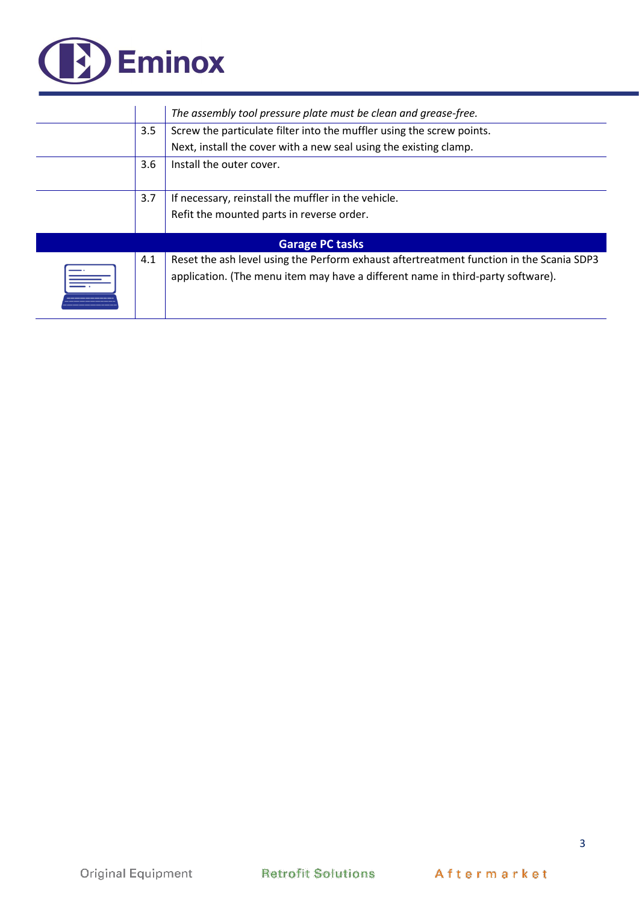| | | |
|---|---|---|
| | | *The assembly tool pressure plate must be clean and grease-free.* |
| | 3.5 | Screw the particulate filter into the muffler using the screw points.<br>Next, install the cover with a new seal using the existing clamp. |
| | 3.6 | Install the outer cover. |
| | 3.7 | If necessary, reinstall the muffler in the vehicle.<br>Refit the mounted parts in reverse order. |
| **Garage PC tasks** | | |
| | 4.1 | Reset the ash level using the Perform exhaust aftertreatment function in the Scania SDP3 application. (The menu item may have a different name in third-party software). |